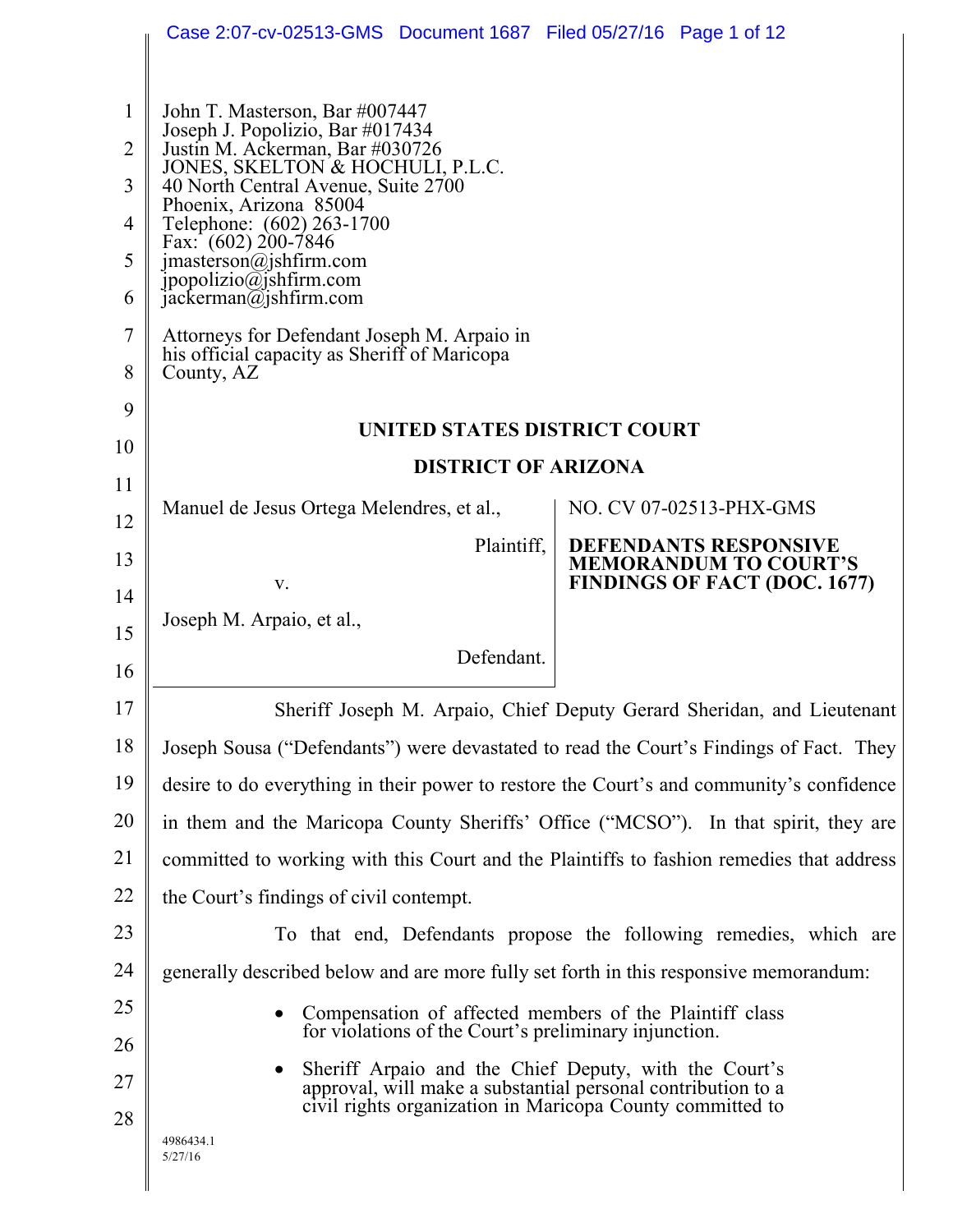John T. Masterson, Bar #007447
Joseph J. Popolizio, Bar #017434
Justin M. Ackerman, Bar #030726
JONES, SKELTON & HOCHULI, P.L.C.
40 North Central Avenue, Suite 2700
Phoenix, Arizona 85004
Telephone: (602) 263-1700
Fax: (602) 200-7846
jmasterson@jshfirm.com
jpopolizio@jshfirm.com
jackerman@jshfirm.com

Attorneys for Defendant Joseph M. Arpaio in his official capacity as Sheriff of Maricopa County, AZ

**UNITED STATES DISTRICT COURT**

**DISTRICT OF ARIZONA**

| | |
|---|---|
| Manuel de Jesus Ortega Melendres, et al., Plaintiff, v. Joseph M. Arpaio, et al., Defendant. | NO. CV 07-02513-PHX-GMS **DEFENDANTS RESPONSIVE MEMORANDUM TO COURT'S FINDINGS OF FACT (DOC. 1677)** |

Sheriff Joseph M. Arpaio, Chief Deputy Gerard Sheridan, and Lieutenant Joseph Sousa ("Defendants") were devastated to read the Court's Findings of Fact. They desire to do everything in their power to restore the Court's and community's confidence in them and the Maricopa County Sheriffs' Office ("MCSO"). In that spirit, they are committed to working with this Court and the Plaintiffs to fashion remedies that address the Court's findings of civil contempt.

To that end, Defendants propose the following remedies, which are generally described below and are more fully set forth in this responsive memorandum:

- Compensation of affected members of the Plaintiff class for violations of the Court's preliminary injunction.
- Sheriff Arpaio and the Chief Deputy, with the Court's approval, will make a substantial personal contribution to a civil rights organization in Maricopa County committed to

4986434.1
5/27/16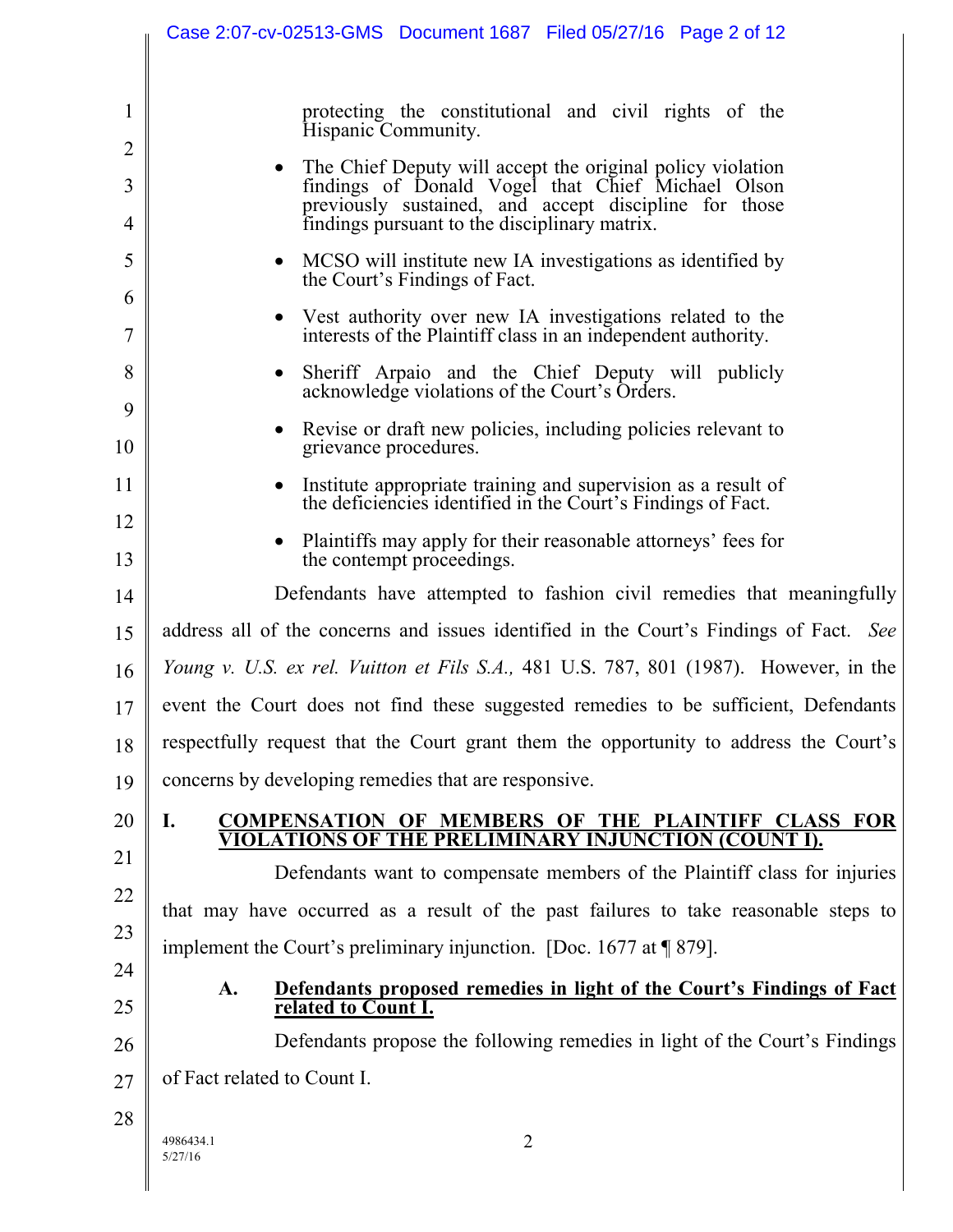protecting the constitutional and civil rights of the Hispanic Community.

- The Chief Deputy will accept the original policy violation findings of Donald Vogel that Chief Michael Olson previously sustained, and accept discipline for those findings pursuant to the disciplinary matrix.
- MCSO will institute new IA investigations as identified by the Court's Findings of Fact.
- Vest authority over new IA investigations related to the interests of the Plaintiff class in an independent authority.
- Sheriff Arpaio and the Chief Deputy will publicly acknowledge violations of the Court's Orders.
- Revise or draft new policies, including policies relevant to grievance procedures.
- Institute appropriate training and supervision as a result of the deficiencies identified in the Court's Findings of Fact.
- Plaintiffs may apply for their reasonable attorneys' fees for the contempt proceedings.

Defendants have attempted to fashion civil remedies that meaningfully address all of the concerns and issues identified in the Court's Findings of Fact. *See Young v. U.S. ex rel. Vuitton et Fils S.A.,* 481 U.S. 787, 801 (1987). However, in the event the Court does not find these suggested remedies to be sufficient, Defendants respectfully request that the Court grant them the opportunity to address the Court's concerns by developing remedies that are responsive.

## I. COMPENSATION OF MEMBERS OF THE PLAINTIFF CLASS FOR VIOLATIONS OF THE PRELIMINARY INJUNCTION (COUNT I).

Defendants want to compensate members of the Plaintiff class for injuries that may have occurred as a result of the past failures to take reasonable steps to implement the Court's preliminary injunction. [Doc. 1677 at ¶ 879].

### A. Defendants proposed remedies in light of the Court's Findings of Fact related to Count I.

Defendants propose the following remedies in light of the Court's Findings of Fact related to Count I.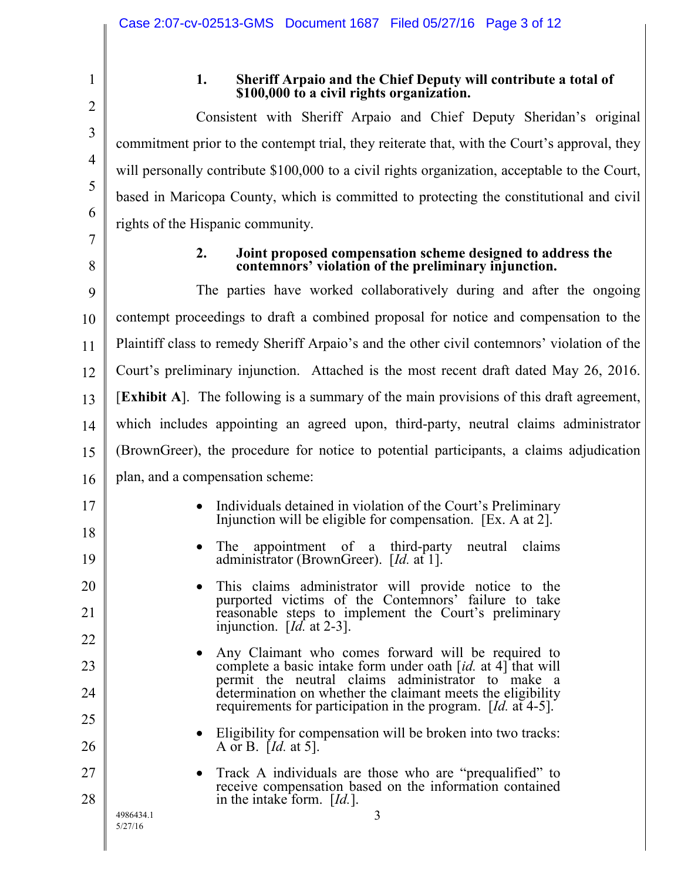### 1. Sheriff Arpaio and the Chief Deputy will contribute a total of $100,000 to a civil rights organization.

Consistent with Sheriff Arpaio and Chief Deputy Sheridan's original commitment prior to the contempt trial, they reiterate that, with the Court's approval, they will personally contribute $100,000 to a civil rights organization, acceptable to the Court, based in Maricopa County, which is committed to protecting the constitutional and civil rights of the Hispanic community.

### 2. Joint proposed compensation scheme designed to address the contemnors' violation of the preliminary injunction.

The parties have worked collaboratively during and after the ongoing contempt proceedings to draft a combined proposal for notice and compensation to the Plaintiff class to remedy Sheriff Arpaio's and the other civil contemnors' violation of the Court's preliminary injunction. Attached is the most recent draft dated May 26, 2016. [**Exhibit A**]. The following is a summary of the main provisions of this draft agreement, which includes appointing an agreed upon, third-party, neutral claims administrator (BrownGreer), the procedure for notice to potential participants, a claims adjudication plan, and a compensation scheme:

- Individuals detained in violation of the Court's Preliminary Injunction will be eligible for compensation. [Ex. A at 2].
- The appointment of a third-party neutral claims administrator (BrownGreer). [*Id.* at 1].
- This claims administrator will provide notice to the purported victims of the Contemnors' failure to take reasonable steps to implement the Court's preliminary injunction. [*Id.* at 2-3].
- Any Claimant who comes forward will be required to complete a basic intake form under oath [*id.* at 4] that will permit the neutral claims administrator to make a determination on whether the claimant meets the eligibility requirements for participation in the program. [*Id.* at 4-5].
- Eligibility for compensation will be broken into two tracks: A or B. [*Id.* at 5].
- Track A individuals are those who are "prequalified" to receive compensation based on the information contained in the intake form. [*Id.*].

4986434.1
5/27/16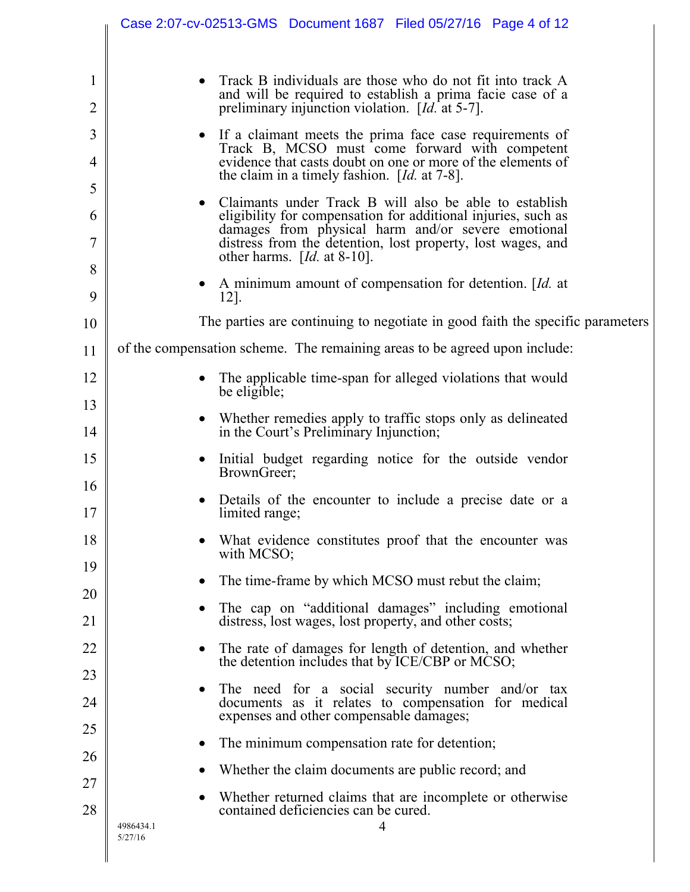- Track B individuals are those who do not fit into track A and will be required to establish a prima facie case of a preliminary injunction violation. [*Id.* at 5-7].

- If a claimant meets the prima face case requirements of Track B, MCSO must come forward with competent evidence that casts doubt on one or more of the elements of the claim in a timely fashion. [*Id.* at 7-8].

- Claimants under Track B will also be able to establish eligibility for compensation for additional injuries, such as damages from physical harm and/or severe emotional distress from the detention, lost property, lost wages, and other harms. [*Id.* at 8-10].

- A minimum amount of compensation for detention. [*Id.* at 12].

The parties are continuing to negotiate in good faith the specific parameters of the compensation scheme. The remaining areas to be agreed upon include:

- The applicable time-span for alleged violations that would be eligible;

- Whether remedies apply to traffic stops only as delineated in the Court's Preliminary Injunction;

- Initial budget regarding notice for the outside vendor BrownGreer;

- Details of the encounter to include a precise date or a limited range;

- What evidence constitutes proof that the encounter was with MCSO;

- The time-frame by which MCSO must rebut the claim;

- The cap on "additional damages" including emotional distress, lost wages, lost property, and other costs;

- The rate of damages for length of detention, and whether the detention includes that by ICE/CBP or MCSO;

- The need for a social security number and/or tax documents as it relates to compensation for medical expenses and other compensable damages;

- The minimum compensation rate for detention;

- Whether the claim documents are public record; and

- Whether returned claims that are incomplete or otherwise contained deficiencies can be cured.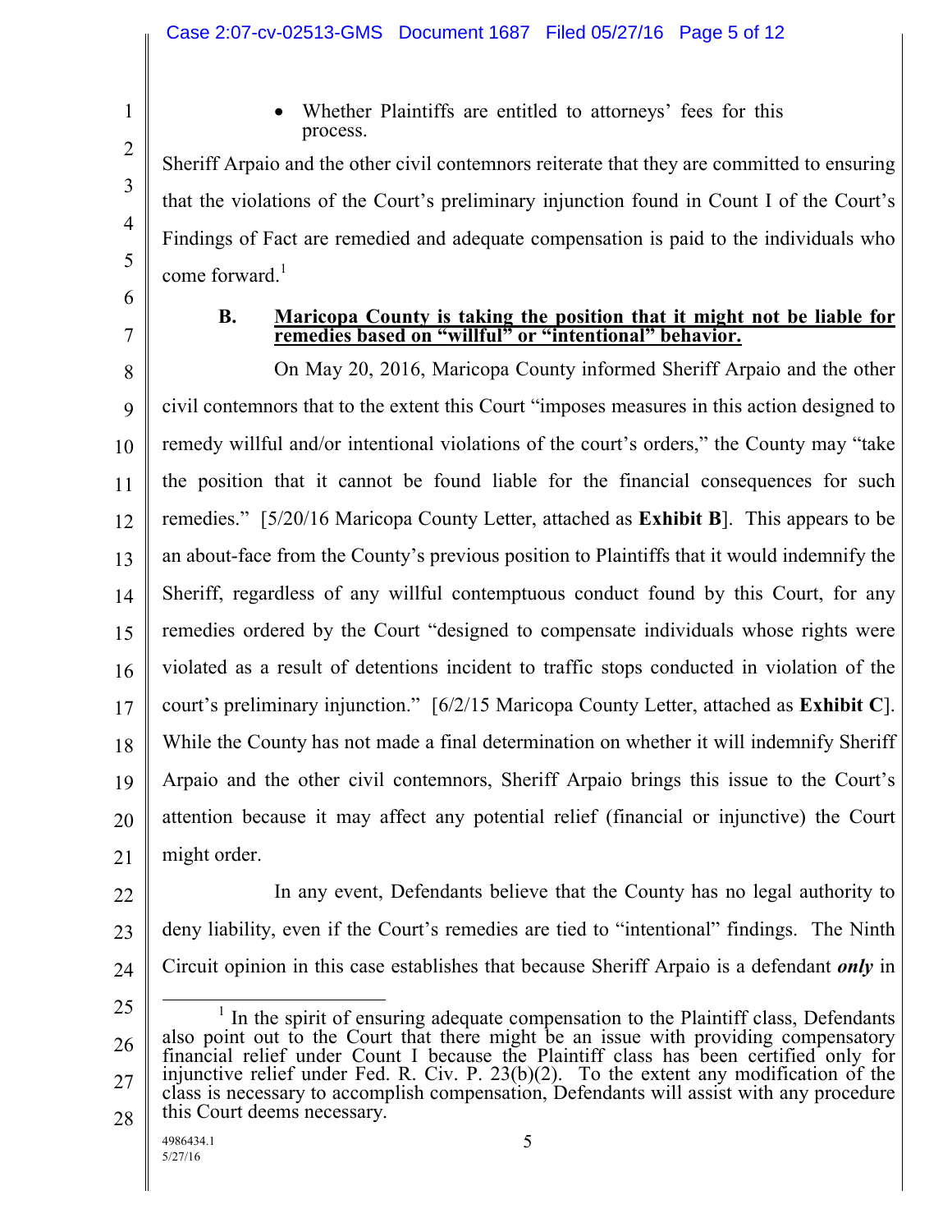- Whether Plaintiffs are entitled to attorneys' fees for this process.

Sheriff Arpaio and the other civil contemnors reiterate that they are committed to ensuring that the violations of the Court's preliminary injunction found in Count I of the Court's Findings of Fact are remedied and adequate compensation is paid to the individuals who come forward.[1]

### B. Maricopa County is taking the position that it might not be liable for remedies based on "willful" or "intentional" behavior.

On May 20, 2016, Maricopa County informed Sheriff Arpaio and the other civil contemnors that to the extent this Court "imposes measures in this action designed to remedy willful and/or intentional violations of the court's orders," the County may "take the position that it cannot be found liable for the financial consequences for such remedies." [5/20/16 Maricopa County Letter, attached as **Exhibit B**]. This appears to be an about-face from the County's previous position to Plaintiffs that it would indemnify the Sheriff, regardless of any willful contemptuous conduct found by this Court, for any remedies ordered by the Court "designed to compensate individuals whose rights were violated as a result of detentions incident to traffic stops conducted in violation of the court's preliminary injunction." [6/2/15 Maricopa County Letter, attached as **Exhibit C**]. While the County has not made a final determination on whether it will indemnify Sheriff Arpaio and the other civil contemnors, Sheriff Arpaio brings this issue to the Court's attention because it may affect any potential relief (financial or injunctive) the Court might order.

In any event, Defendants believe that the County has no legal authority to deny liability, even if the Court's remedies are tied to "intentional" findings. The Ninth Circuit opinion in this case establishes that because Sheriff Arpaio is a defendant ***only*** in

[1] In the spirit of ensuring adequate compensation to the Plaintiff class, Defendants also point out to the Court that there might be an issue with providing compensatory financial relief under Count I because the Plaintiff class has been certified only for injunctive relief under Fed. R. Civ. P. 23(b)(2). To the extent any modification of the class is necessary to accomplish compensation, Defendants will assist with any procedure this Court deems necessary.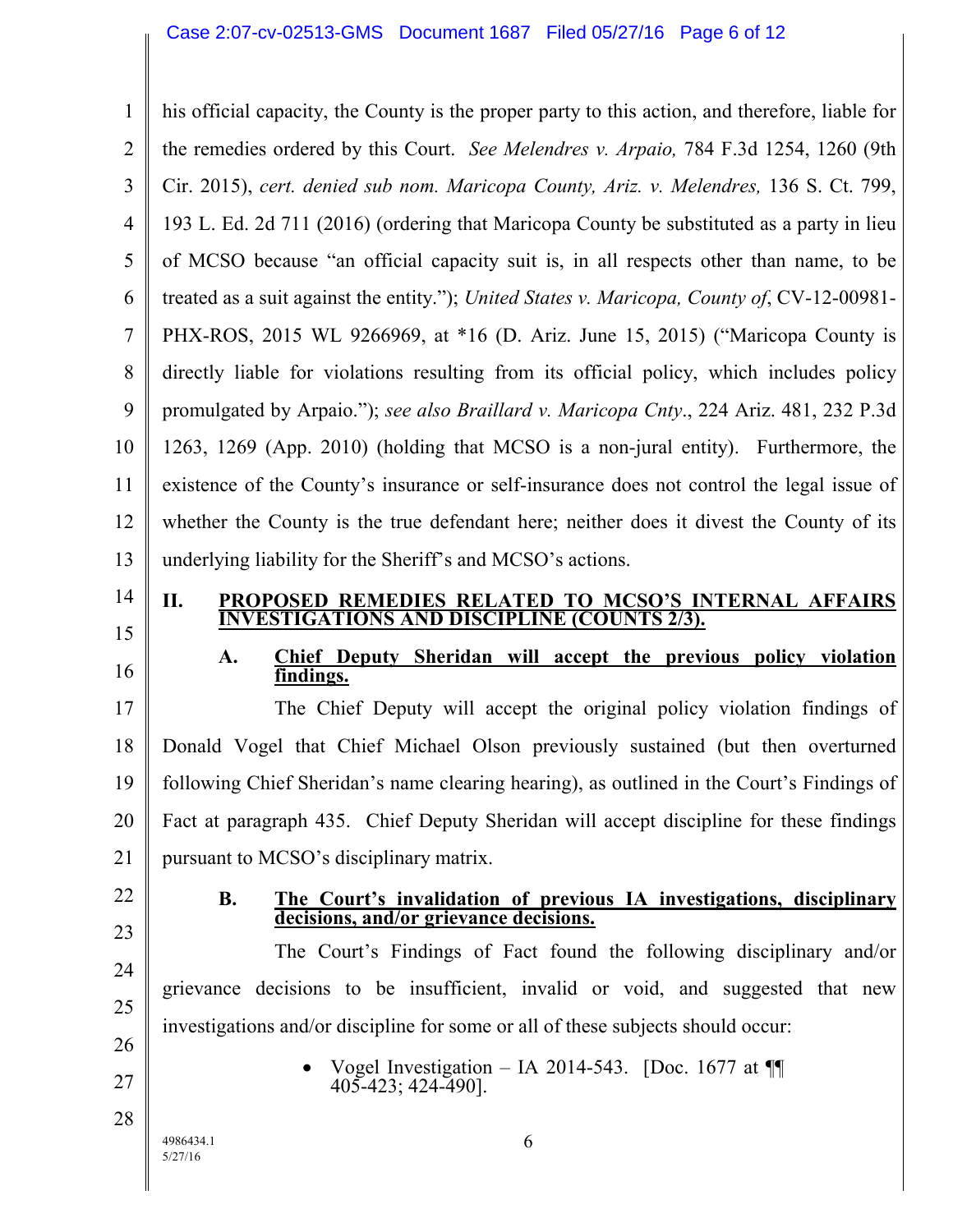his official capacity, the County is the proper party to this action, and therefore, liable for the remedies ordered by this Court. *See Melendres v. Arpaio,* 784 F.3d 1254, 1260 (9th Cir. 2015), *cert. denied sub nom. Maricopa County, Ariz. v. Melendres,* 136 S. Ct. 799, 193 L. Ed. 2d 711 (2016) (ordering that Maricopa County be substituted as a party in lieu of MCSO because "an official capacity suit is, in all respects other than name, to be treated as a suit against the entity."); *United States v. Maricopa, County of*, CV-12-00981-PHX-ROS, 2015 WL 9266969, at *16 (D. Ariz. June 15, 2015) ("Maricopa County is directly liable for violations resulting from its official policy, which includes policy promulgated by Arpaio."); *see also Braillard v. Maricopa Cnty*., 224 Ariz. 481, 232 P.3d 1263, 1269 (App. 2010) (holding that MCSO is a non-jural entity). Furthermore, the existence of the County's insurance or self-insurance does not control the legal issue of whether the County is the true defendant here; neither does it divest the County of its underlying liability for the Sheriff's and MCSO's actions.

## II. PROPOSED REMEDIES RELATED TO MCSO'S INTERNAL AFFAIRS INVESTIGATIONS AND DISCIPLINE (COUNTS 2/3).

### A. Chief Deputy Sheridan will accept the previous policy violation findings.

The Chief Deputy will accept the original policy violation findings of Donald Vogel that Chief Michael Olson previously sustained (but then overturned following Chief Sheridan's name clearing hearing), as outlined in the Court's Findings of Fact at paragraph 435. Chief Deputy Sheridan will accept discipline for these findings pursuant to MCSO's disciplinary matrix.

### B. The Court's invalidation of previous IA investigations, disciplinary decisions, and/or grievance decisions.

The Court's Findings of Fact found the following disciplinary and/or grievance decisions to be insufficient, invalid or void, and suggested that new investigations and/or discipline for some or all of these subjects should occur:

- Vogel Investigation – IA 2014-543. [Doc. 1677 at ¶¶ 405-423; 424-490].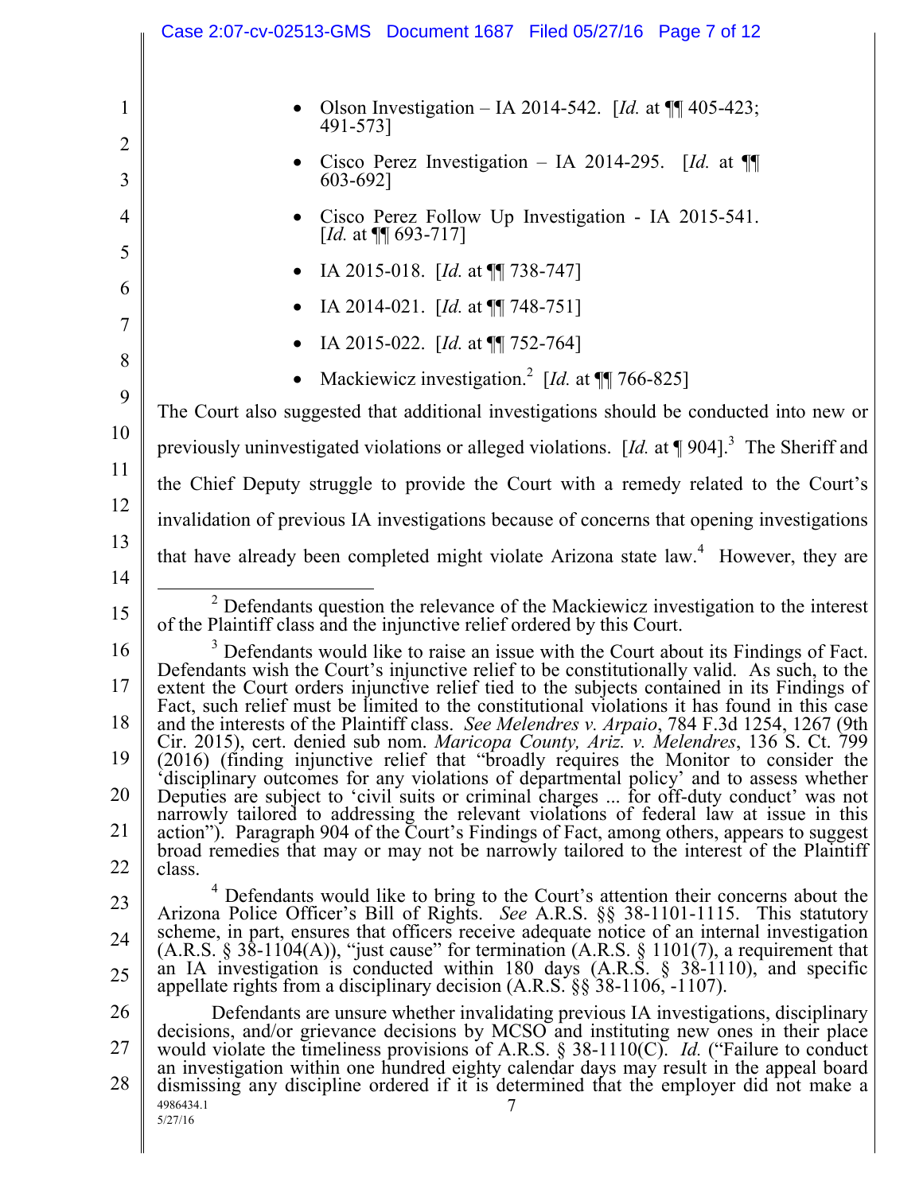- Olson Investigation – IA 2014-542. [*Id.* at ¶¶ 405-423; 491-573]
- Cisco Perez Investigation – IA 2014-295. [*Id.* at ¶¶ 603-692]
- Cisco Perez Follow Up Investigation - IA 2015-541. [*Id.* at ¶¶ 693-717]
- IA 2015-018. [*Id.* at ¶¶ 738-747]
- IA 2014-021. [*Id.* at ¶¶ 748-751]
- IA 2015-022. [*Id.* at ¶¶ 752-764]
- Mackiewicz investigation.[2] [*Id.* at ¶¶ 766-825]

The Court also suggested that additional investigations should be conducted into new or previously uninvestigated violations or alleged violations. [*Id.* at ¶ 904].[3] The Sheriff and the Chief Deputy struggle to provide the Court with a remedy related to the Court's invalidation of previous IA investigations because of concerns that opening investigations that have already been completed might violate Arizona state law.[4] However, they are

---

[2] Defendants question the relevance of the Mackiewicz investigation to the interest of the Plaintiff class and the injunctive relief ordered by this Court.

[3] Defendants would like to raise an issue with the Court about its Findings of Fact. Defendants wish the Court's injunctive relief to be constitutionally valid. As such, to the extent the Court orders injunctive relief tied to the subjects contained in its Findings of Fact, such relief must be limited to the constitutional violations it has found in this case and the interests of the Plaintiff class. *See Melendres v. Arpaio*, 784 F.3d 1254, 1267 (9th Cir. 2015), cert. denied sub nom. *Maricopa County, Ariz. v. Melendres*, 136 S. Ct. 799 (2016) (finding injunctive relief that "broadly requires the Monitor to consider the 'disciplinary outcomes for any violations of departmental policy' and to assess whether Deputies are subject to 'civil suits or criminal charges ... for off-duty conduct' was not narrowly tailored to addressing the relevant violations of federal law at issue in this action"). Paragraph 904 of the Court's Findings of Fact, among others, appears to suggest broad remedies that may or may not be narrowly tailored to the interest of the Plaintiff class.

[4] Defendants would like to bring to the Court's attention their concerns about the Arizona Police Officer's Bill of Rights. *See* A.R.S. §§ 38-1101-1115. This statutory scheme, in part, ensures that officers receive adequate notice of an internal investigation (A.R.S. § 38-1104(A)), "just cause" for termination (A.R.S. § 1101(7), a requirement that an IA investigation is conducted within 180 days (A.R.S. § 38-1110), and specific appellate rights from a disciplinary decision (A.R.S. §§ 38-1106, -1107).

Defendants are unsure whether invalidating previous IA investigations, disciplinary decisions, and/or grievance decisions by MCSO and instituting new ones in their place would violate the timeliness provisions of A.R.S. § 38-1110(C). *Id.* ("Failure to conduct an investigation within one hundred eighty calendar days may result in the appeal board dismissing any discipline ordered if it is determined that the employer did not make a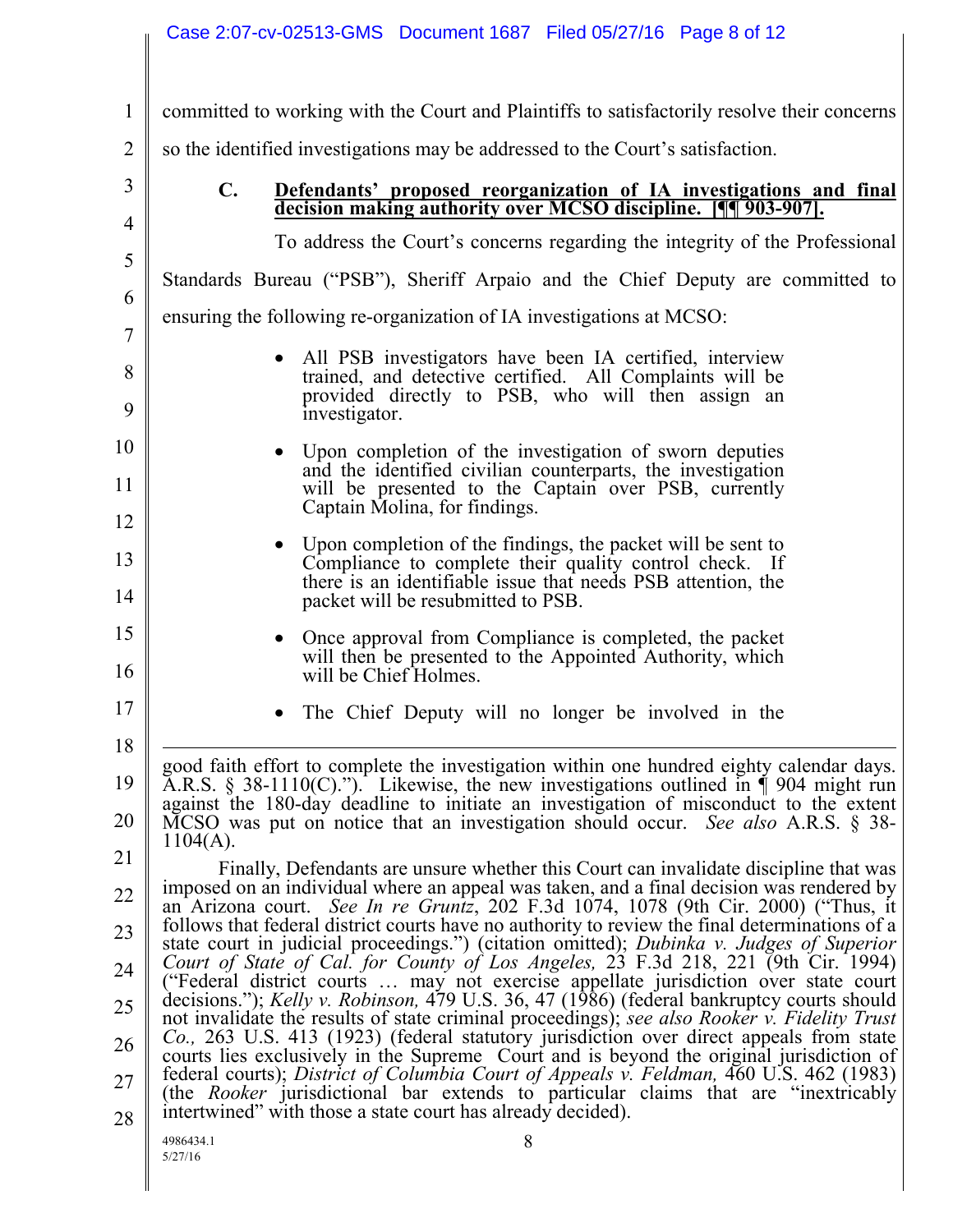committed to working with the Court and Plaintiffs to satisfactorily resolve their concerns so the identified investigations may be addressed to the Court's satisfaction.

### C. Defendants' proposed reorganization of IA investigations and final decision making authority over MCSO discipline. [¶¶ 903-907].

To address the Court's concerns regarding the integrity of the Professional Standards Bureau ("PSB"), Sheriff Arpaio and the Chief Deputy are committed to ensuring the following re-organization of IA investigations at MCSO:

- All PSB investigators have been IA certified, interview trained, and detective certified. All Complaints will be provided directly to PSB, who will then assign an investigator.

- Upon completion of the investigation of sworn deputies and the identified civilian counterparts, the investigation will be presented to the Captain over PSB, currently Captain Molina, for findings.

- Upon completion of the findings, the packet will be sent to Compliance to complete their quality control check. If there is an identifiable issue that needs PSB attention, the packet will be resubmitted to PSB.

- Once approval from Compliance is completed, the packet will then be presented to the Appointed Authority, which will be Chief Holmes.

- The Chief Deputy will no longer be involved in the

---

good faith effort to complete the investigation within one hundred eighty calendar days. A.R.S. § 38-1110(C)."). Likewise, the new investigations outlined in ¶ 904 might run against the 180-day deadline to initiate an investigation of misconduct to the extent MCSO was put on notice that an investigation should occur. *See also* A.R.S. § 38-1104(A).

Finally, Defendants are unsure whether this Court can invalidate discipline that was imposed on an individual where an appeal was taken, and a final decision was rendered by an Arizona court. *See In re Gruntz*, 202 F.3d 1074, 1078 (9th Cir. 2000) ("Thus, it follows that federal district courts have no authority to review the final determinations of a state court in judicial proceedings.") (citation omitted); *Dubinka v. Judges of Superior Court of State of Cal. for County of Los Angeles,* 23 F.3d 218, 221 (9th Cir. 1994) ("Federal district courts … may not exercise appellate jurisdiction over state court decisions."); *Kelly v. Robinson,* 479 U.S. 36, 47 (1986) (federal bankruptcy courts should not invalidate the results of state criminal proceedings); *see also Rooker v. Fidelity Trust Co.,* 263 U.S. 413 (1923) (federal statutory jurisdiction over direct appeals from state courts lies exclusively in the Supreme Court and is beyond the original jurisdiction of federal courts); *District of Columbia Court of Appeals v. Feldman,* 460 U.S. 462 (1983) (the *Rooker* jurisdictional bar extends to particular claims that are "inextricably intertwined" with those a state court has already decided).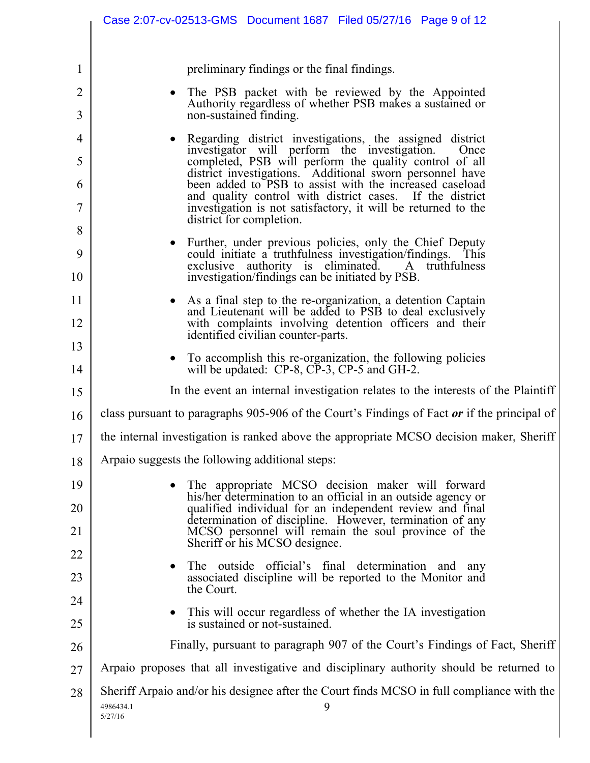preliminary findings or the final findings.

- The PSB packet with be reviewed by the Appointed Authority regardless of whether PSB makes a sustained or non-sustained finding.

- Regarding district investigations, the assigned district investigator will perform the investigation. Once completed, PSB will perform the quality control of all district investigations. Additional sworn personnel have been added to PSB to assist with the increased caseload and quality control with district cases. If the district investigation is not satisfactory, it will be returned to the district for completion.

- Further, under previous policies, only the Chief Deputy could initiate a truthfulness investigation/findings. This exclusive authority is eliminated. A truthfulness investigation/findings can be initiated by PSB.

- As a final step to the re-organization, a detention Captain and Lieutenant will be added to PSB to deal exclusively with complaints involving detention officers and their identified civilian counter-parts.

- To accomplish this re-organization, the following policies will be updated: CP-8, CP-3, CP-5 and GH-2.

In the event an internal investigation relates to the interests of the Plaintiff class pursuant to paragraphs 905-906 of the Court's Findings of Fact ***or*** if the principal of the internal investigation is ranked above the appropriate MCSO decision maker, Sheriff Arpaio suggests the following additional steps:

- The appropriate MCSO decision maker will forward his/her determination to an official in an outside agency or qualified individual for an independent review and final determination of discipline. However, termination of any MCSO personnel will remain the soul province of the Sheriff or his MCSO designee.

- The outside official's final determination and any associated discipline will be reported to the Monitor and the Court.

- This will occur regardless of whether the IA investigation is sustained or not-sustained.

Finally, pursuant to paragraph 907 of the Court's Findings of Fact, Sheriff Arpaio proposes that all investigative and disciplinary authority should be returned to Sheriff Arpaio and/or his designee after the Court finds MCSO in full compliance with the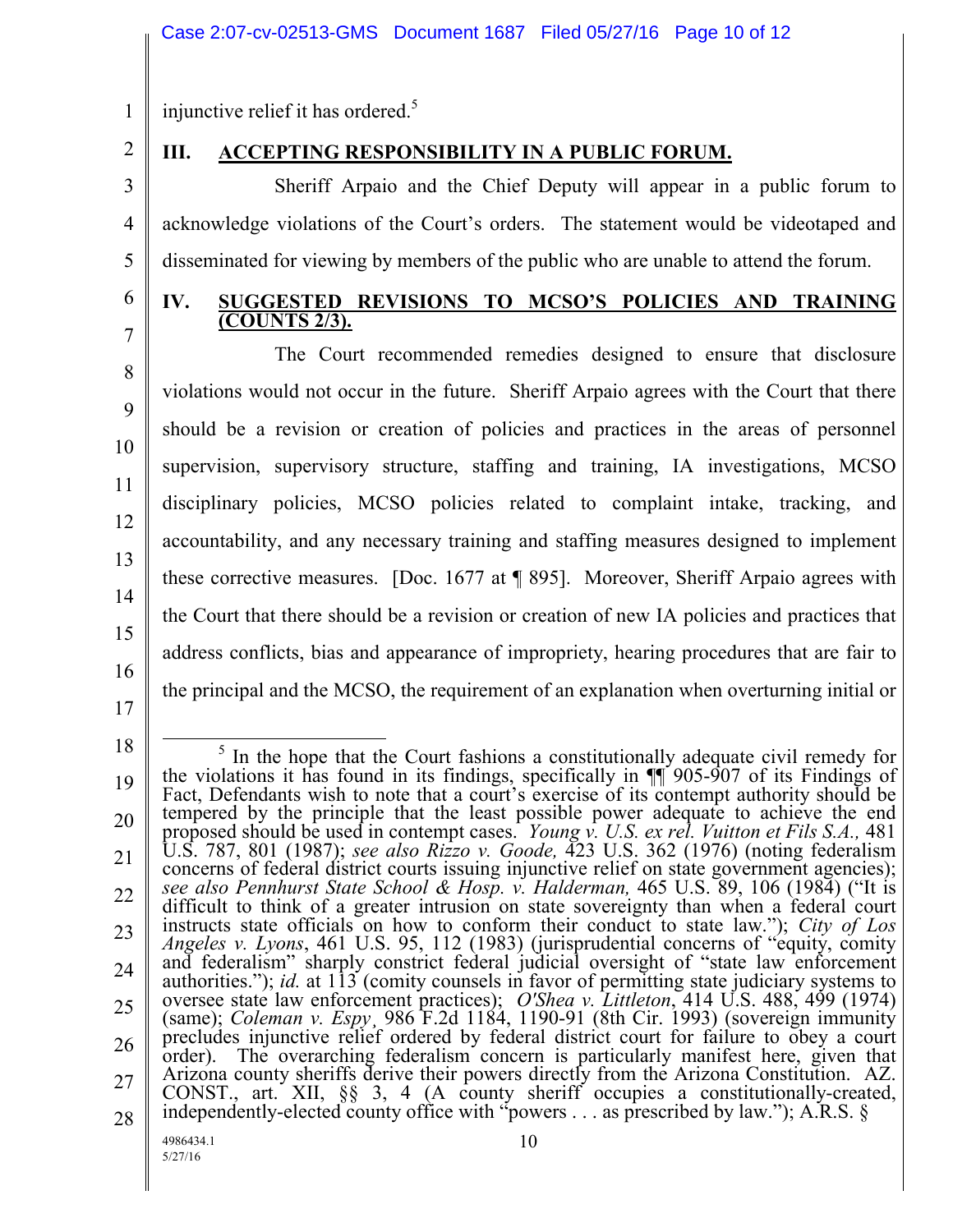injunctive relief it has ordered.[5]

## III. ACCEPTING RESPONSIBILITY IN A PUBLIC FORUM.

Sheriff Arpaio and the Chief Deputy will appear in a public forum to acknowledge violations of the Court's orders. The statement would be videotaped and disseminated for viewing by members of the public who are unable to attend the forum.

## IV. SUGGESTED REVISIONS TO MCSO'S POLICIES AND TRAINING (COUNTS 2/3).

The Court recommended remedies designed to ensure that disclosure violations would not occur in the future. Sheriff Arpaio agrees with the Court that there should be a revision or creation of policies and practices in the areas of personnel supervision, supervisory structure, staffing and training, IA investigations, MCSO disciplinary policies, MCSO policies related to complaint intake, tracking, and accountability, and any necessary training and staffing measures designed to implement these corrective measures. [Doc. 1677 at ¶ 895]. Moreover, Sheriff Arpaio agrees with the Court that there should be a revision or creation of new IA policies and practices that address conflicts, bias and appearance of impropriety, hearing procedures that are fair to the principal and the MCSO, the requirement of an explanation when overturning initial or

---

[5] In the hope that the Court fashions a constitutionally adequate civil remedy for the violations it has found in its findings, specifically in ¶¶ 905-907 of its Findings of Fact, Defendants wish to note that a court's exercise of its contempt authority should be tempered by the principle that the least possible power adequate to achieve the end proposed should be used in contempt cases. *Young v. U.S. ex rel. Vuitton et Fils S.A.,* 481 U.S. 787, 801 (1987); *see also Rizzo v. Goode,* 423 U.S. 362 (1976) (noting federalism concerns of federal district courts issuing injunctive relief on state government agencies); *see also Pennhurst State School & Hosp. v. Halderman,* 465 U.S. 89, 106 (1984) ("It is difficult to think of a greater intrusion on state sovereignty than when a federal court instructs state officials on how to conform their conduct to state law."); *City of Los Angeles v. Lyons*, 461 U.S. 95, 112 (1983) (jurisprudential concerns of "equity, comity and federalism" sharply constrict federal judicial oversight of "state law enforcement authorities."); *id.* at 113 (comity counsels in favor of permitting state judiciary systems to oversee state law enforcement practices); *O'Shea v. Littleton*, 414 U.S. 488, 499 (1974) (same); *Coleman v. Espy*¸ 986 F.2d 1184, 1190-91 (8th Cir. 1993) (sovereign immunity precludes injunctive relief ordered by federal district court for failure to obey a court order). The overarching federalism concern is particularly manifest here, given that Arizona county sheriffs derive their powers directly from the Arizona Constitution. AZ. CONST., art. XII, §§ 3, 4 (A county sheriff occupies a constitutionally-created, independently-elected county office with "powers . . . as prescribed by law."); A.R.S. §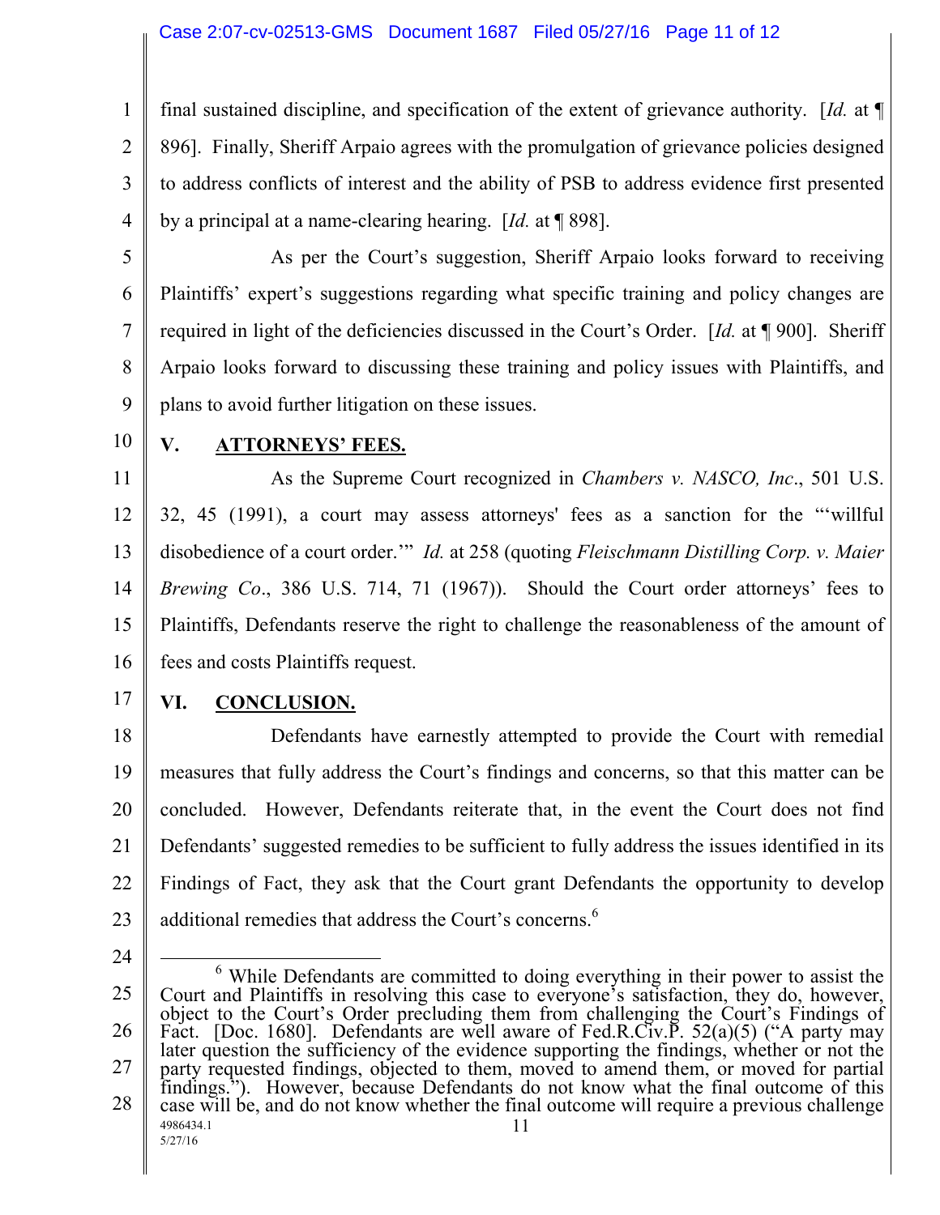final sustained discipline, and specification of the extent of grievance authority. [*Id.* at ¶ 896]. Finally, Sheriff Arpaio agrees with the promulgation of grievance policies designed to address conflicts of interest and the ability of PSB to address evidence first presented by a principal at a name-clearing hearing. [*Id.* at ¶ 898].

As per the Court's suggestion, Sheriff Arpaio looks forward to receiving Plaintiffs' expert's suggestions regarding what specific training and policy changes are required in light of the deficiencies discussed in the Court's Order. [*Id.* at ¶ 900]. Sheriff Arpaio looks forward to discussing these training and policy issues with Plaintiffs, and plans to avoid further litigation on these issues.

## V. ATTORNEYS' FEES.

As the Supreme Court recognized in *Chambers v. NASCO, Inc*., 501 U.S. 32, 45 (1991), a court may assess attorneys' fees as a sanction for the "'willful disobedience of a court order.'" *Id.* at 258 (quoting *Fleischmann Distilling Corp. v. Maier Brewing Co*., 386 U.S. 714, 71 (1967)). Should the Court order attorneys' fees to Plaintiffs, Defendants reserve the right to challenge the reasonableness of the amount of fees and costs Plaintiffs request.

## VI. CONCLUSION.

Defendants have earnestly attempted to provide the Court with remedial measures that fully address the Court's findings and concerns, so that this matter can be concluded. However, Defendants reiterate that, in the event the Court does not find Defendants' suggested remedies to be sufficient to fully address the issues identified in its Findings of Fact, they ask that the Court grant Defendants the opportunity to develop additional remedies that address the Court's concerns.[6]

---

[6] While Defendants are committed to doing everything in their power to assist the Court and Plaintiffs in resolving this case to everyone's satisfaction, they do, however, object to the Court's Order precluding them from challenging the Court's Findings of Fact. [Doc. 1680]. Defendants are well aware of Fed.R.Civ.P. 52(a)(5) ("A party may later question the sufficiency of the evidence supporting the findings, whether or not the party requested findings, objected to them, moved to amend them, or moved for partial findings."). However, because Defendants do not know what the final outcome of this case will be, and do not know whether the final outcome will require a previous challenge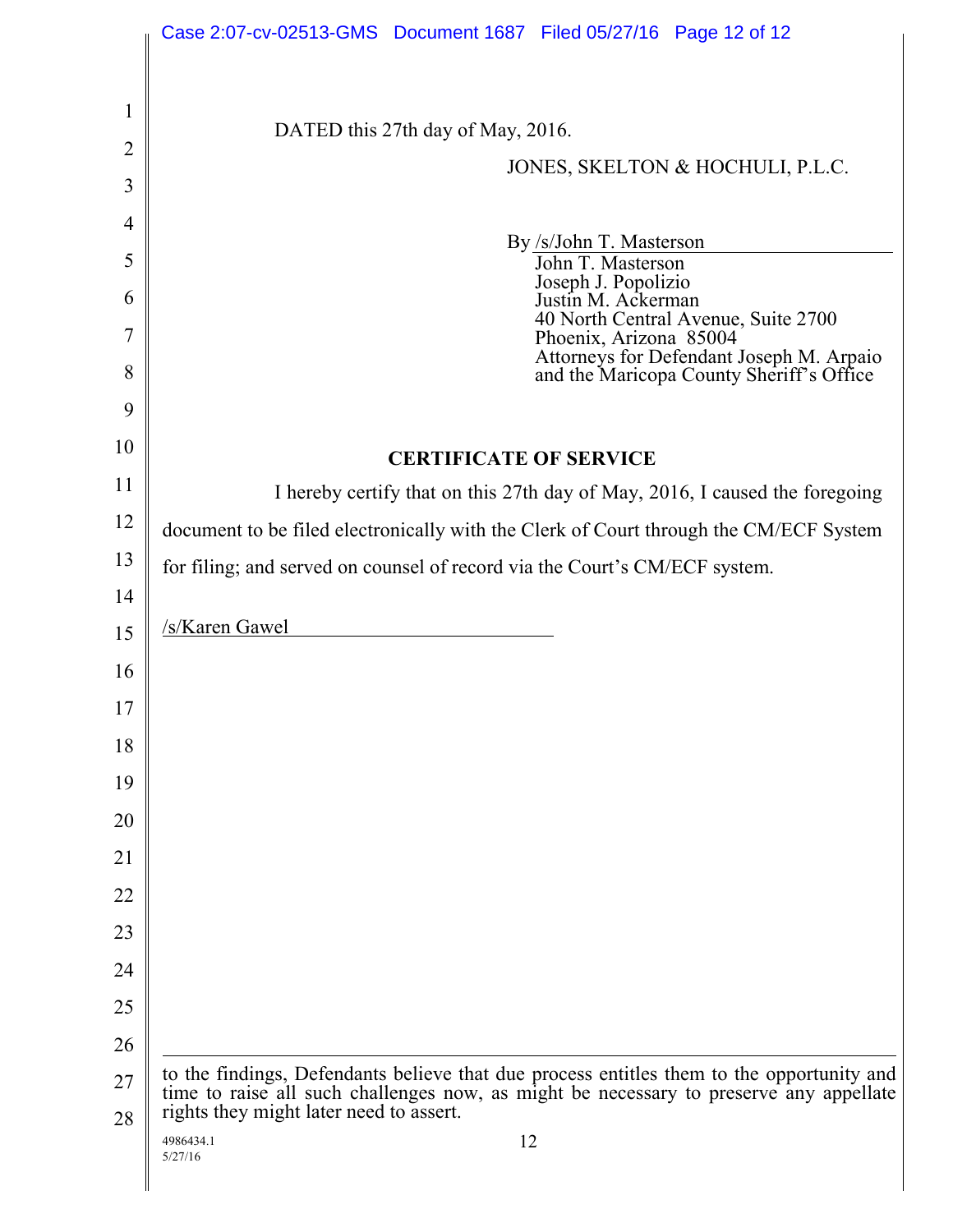DATED this 27th day of May, 2016.

JONES, SKELTON & HOCHULI, P.L.C.

By /s/John T. Masterson
John T. Masterson
Joseph J. Popolizio
Justin M. Ackerman
40 North Central Avenue, Suite 2700
Phoenix, Arizona 85004
Attorneys for Defendant Joseph M. Arpaio and the Maricopa County Sheriff's Office

**CERTIFICATE OF SERVICE**

I hereby certify that on this 27th day of May, 2016, I caused the foregoing document to be filed electronically with the Clerk of Court through the CM/ECF System for filing; and served on counsel of record via the Court's CM/ECF system.

/s/Karen Gawel

---

to the findings, Defendants believe that due process entitles them to the opportunity and time to raise all such challenges now, as might be necessary to preserve any appellate rights they might later need to assert.

4986434.1
5/27/16